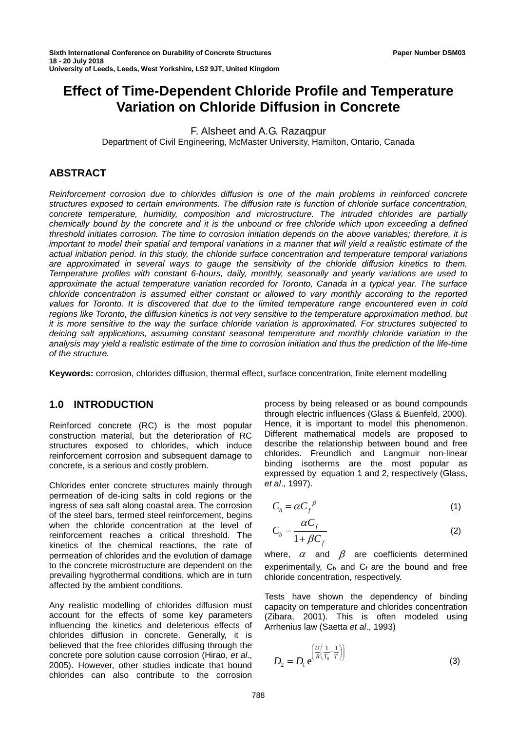Sixth International Conference on Durability of Concrete Structures — Paper Number DSM03
18 - 20 July 2018
University of Leeds, Leeds, West Yorkshire, LS2 9JT, United Kingdom

# Effect of Time-Dependent Chloride Profile and Temperature Variation on Chloride Diffusion in Concrete

F. Alsheet and A.G. Razaqpur
Department of Civil Engineering, McMaster University, Hamilton, Ontario, Canada

## ABSTRACT

*Reinforcement corrosion due to chlorides diffusion is one of the main problems in reinforced concrete structures exposed to certain environments. The diffusion rate is function of chloride surface concentration, concrete temperature, humidity, composition and microstructure. The intruded chlorides are partially chemically bound by the concrete and it is the unbound or free chloride which upon exceeding a defined threshold initiates corrosion. The time to corrosion initiation depends on the above variables; therefore, it is important to model their spatial and temporal variations in a manner that will yield a realistic estimate of the actual initiation period. In this study, the chloride surface concentration and temperature temporal variations are approximated in several ways to gauge the sensitivity of the chloride diffusion kinetics to them. Temperature profiles with constant 6-hours, daily, monthly, seasonally and yearly variations are used to approximate the actual temperature variation recorded for Toronto, Canada in a typical year. The surface chloride concentration is assumed either constant or allowed to vary monthly according to the reported values for Toronto. It is discovered that due to the limited temperature range encountered even in cold regions like Toronto, the diffusion kinetics is not very sensitive to the temperature approximation method, but it is more sensitive to the way the surface chloride variation is approximated. For structures subjected to deicing salt applications, assuming constant seasonal temperature and monthly chloride variation in the analysis may yield a realistic estimate of the time to corrosion initiation and thus the prediction of the life-time of the structure.*

**Keywords:** corrosion, chlorides diffusion, thermal effect, surface concentration, finite element modelling

## 1.0 INTRODUCTION

Reinforced concrete (RC) is the most popular construction material, but the deterioration of RC structures exposed to chlorides, which induce reinforcement corrosion and subsequent damage to concrete, is a serious and costly problem.

Chlorides enter concrete structures mainly through permeation of de-icing salts in cold regions or the ingress of sea salt along coastal area. The corrosion of the steel bars, termed steel reinforcement, begins when the chloride concentration at the level of reinforcement reaches a critical threshold. The kinetics of the chemical reactions, the rate of permeation of chlorides and the evolution of damage to the concrete microstructure are dependent on the prevailing hygrothermal conditions, which are in turn affected by the ambient conditions.

Any realistic modelling of chlorides diffusion must account for the effects of some key parameters influencing the kinetics and deleterious effects of chlorides diffusion in concrete. Generally, it is believed that the free chlorides diffusing through the concrete pore solution cause corrosion (Hirao, *et al*., 2005). However, other studies indicate that bound chlorides can also contribute to the corrosion process by being released or as bound compounds through electric influences (Glass & Buenfeld, 2000). Hence, it is important to model this phenomenon. Different mathematical models are proposed to describe the relationship between bound and free chlorides. Freundlich and Langmuir non-linear binding isotherms are the most popular as expressed by equation 1 and 2, respectively (Glass, *et al*., 1997).

$$C_b = \alpha C_f^{\ \beta} \tag{1}$$

$$C_b = \frac{\alpha C_f}{1+\beta C_f} \tag{2}$$

where, $\alpha$ and $\beta$ are coefficients determined experimentally, $C_b$ and $C_f$ are the bound and free chloride concentration, respectively.

Tests have shown the dependency of binding capacity on temperature and chlorides concentration (Zibara, 2001). This is often modeled using Arrhenius law (Saetta *et al*., 1993)

$$D_2 = D_1\, e^{\left(\frac{U}{R}\left(\frac{1}{T_0}-\frac{1}{T}\right)\right)} \tag{3}$$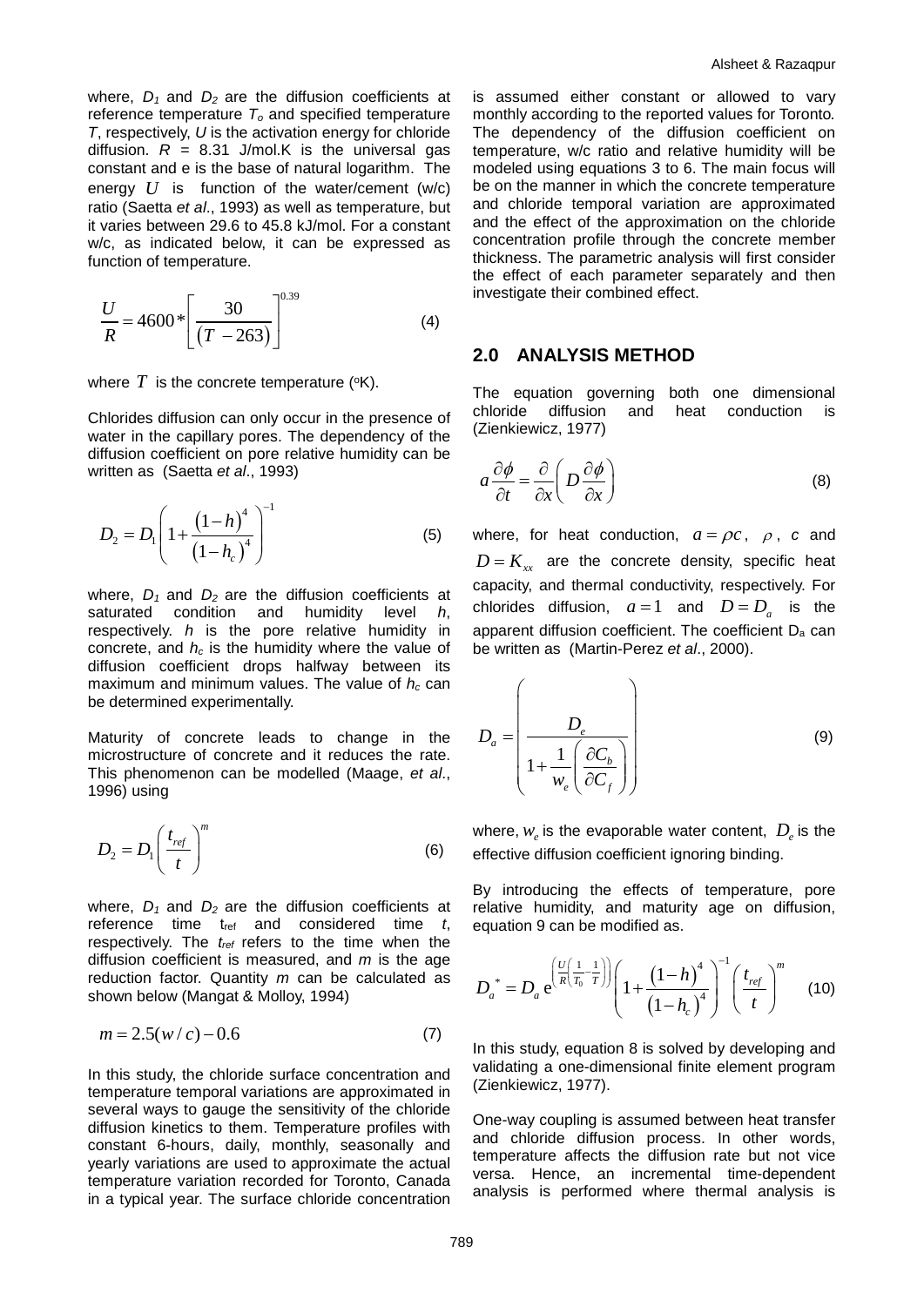where, $D_1$ and $D_2$ are the diffusion coefficients at reference temperature $T_o$ and specified temperature $T$, respectively, $U$ is the activation energy for chloride diffusion. $R$ = 8.31 J/mol.K is the universal gas constant and e is the base of natural logarithm. The energy $U$ is function of the water/cement (w/c) ratio (Saetta *et al*., 1993) as well as temperature, but it varies between 29.6 to 45.8 kJ/mol. For a constant w/c, as indicated below, it can be expressed as function of temperature.

$$\frac{U}{R} = 4600 * \left[ \frac{30}{(T - 263)} \right]^{0.39} \tag{4}$$

where $T$ is the concrete temperature (°K).

Chlorides diffusion can only occur in the presence of water in the capillary pores. The dependency of the diffusion coefficient on pore relative humidity can be written as (Saetta *et al*., 1993)

$$D_2 = D_1 \left( 1 + \frac{(1-h)^4}{(1-h_c)^4} \right)^{-1} \tag{5}$$

where, $D_1$ and $D_2$ are the diffusion coefficients at saturated condition and humidity level $h$, respectively. $h$ is the pore relative humidity in concrete, and $h_c$ is the humidity where the value of diffusion coefficient drops halfway between its maximum and minimum values. The value of $h_c$ can be determined experimentally.

Maturity of concrete leads to change in the microstructure of concrete and it reduces the rate. This phenomenon can be modelled (Maage, *et al*., 1996) using

$$D_2 = D_1 \left( \frac{t_{ref}}{t} \right)^m \tag{6}$$

where, $D_1$ and $D_2$ are the diffusion coefficients at reference time $t_{ref}$ and considered time $t$, respectively. The $t_{ref}$ refers to the time when the diffusion coefficient is measured, and $m$ is the age reduction factor. Quantity $m$ can be calculated as shown below (Mangat & Molloy, 1994)

$$m = 2.5(w/c) - 0.6 \tag{7}$$

In this study, the chloride surface concentration and temperature temporal variations are approximated in several ways to gauge the sensitivity of the chloride diffusion kinetics to them. Temperature profiles with constant 6-hours, daily, monthly, seasonally and yearly variations are used to approximate the actual temperature variation recorded for Toronto, Canada in a typical year. The surface chloride concentration is assumed either constant or allowed to vary monthly according to the reported values for Toronto. The dependency of the diffusion coefficient on temperature, w/c ratio and relative humidity will be modeled using equations 3 to 6. The main focus will be on the manner in which the concrete temperature and chloride temporal variation are approximated and the effect of the approximation on the chloride concentration profile through the concrete member thickness. The parametric analysis will first consider the effect of each parameter separately and then investigate their combined effect.

## 2.0 ANALYSIS METHOD

The equation governing both one dimensional chloride diffusion and heat conduction is (Zienkiewicz, 1977)

$$a \frac{\partial \phi}{\partial t} = \frac{\partial}{\partial x} \left( D \frac{\partial \phi}{\partial x} \right) \tag{8}$$

where, for heat conduction, $a = \rho c$, $\rho$, $c$ and $D = K_{xx}$ are the concrete density, specific heat capacity, and thermal conductivity, respectively. For chlorides diffusion, $a = 1$ and $D = D_a$ is the apparent diffusion coefficient. The coefficient $D_a$ can be written as (Martin-Perez *et al*., 2000).

$$D_a = \left( \frac{D_e}{1 + \frac{1}{w_e} \left( \frac{\partial C_b}{\partial C_f} \right)} \right) \tag{9}$$

where, $w_e$ is the evaporable water content, $D_e$ is the effective diffusion coefficient ignoring binding.

By introducing the effects of temperature, pore relative humidity, and maturity age on diffusion, equation 9 can be modified as.

$$D_a^* = D_a \, e^{\left( \frac{U}{R} \left( \frac{1}{T_0} - \frac{1}{T} \right) \right)} \left( 1 + \frac{(1-h)^4}{(1-h_c)^4} \right)^{-1} \left( \frac{t_{ref}}{t} \right)^m \tag{10}$$

In this study, equation 8 is solved by developing and validating a one-dimensional finite element program (Zienkiewicz, 1977).

One-way coupling is assumed between heat transfer and chloride diffusion process. In other words, temperature affects the diffusion rate but not vice versa. Hence, an incremental time-dependent analysis is performed where thermal analysis is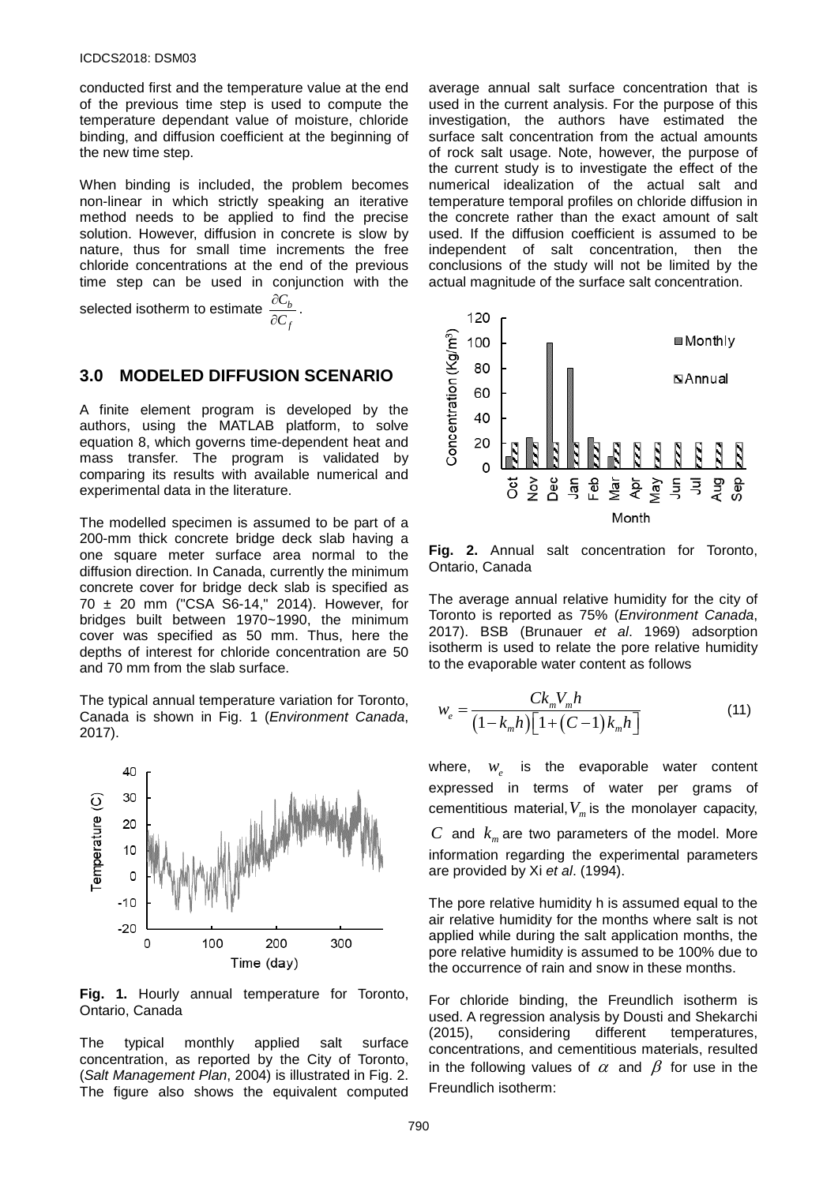conducted first and the temperature value at the end of the previous time step is used to compute the temperature dependant value of moisture, chloride binding, and diffusion coefficient at the beginning of the new time step.

When binding is included, the problem becomes non-linear in which strictly speaking an iterative method needs to be applied to find the precise solution. However, diffusion in concrete is slow by nature, thus for small time increments the free chloride concentrations at the end of the previous time step can be used in conjunction with the selected isotherm to estimate $\frac{\partial C_b}{\partial C_f}$.

## 3.0 MODELED DIFFUSION SCENARIO

A finite element program is developed by the authors, using the MATLAB platform, to solve equation 8, which governs time-dependent heat and mass transfer. The program is validated by comparing its results with available numerical and experimental data in the literature.

The modelled specimen is assumed to be part of a 200-mm thick concrete bridge deck slab having a one square meter surface area normal to the diffusion direction. In Canada, currently the minimum concrete cover for bridge deck slab is specified as 70 ± 20 mm ("CSA S6-14," 2014). However, for bridges built between 1970~1990, the minimum cover was specified as 50 mm. Thus, here the depths of interest for chloride concentration are 50 and 70 mm from the slab surface.

The typical annual temperature variation for Toronto, Canada is shown in Fig. 1 (*Environment Canada*, 2017).

**Fig. 1.** Hourly annual temperature for Toronto, Ontario, Canada

The typical monthly applied salt surface concentration, as reported by the City of Toronto, (*Salt Management Plan*, 2004) is illustrated in Fig. 2. The figure also shows the equivalent computed average annual salt surface concentration that is used in the current analysis. For the purpose of this investigation, the authors have estimated the surface salt concentration from the actual amounts of rock salt usage. Note, however, the purpose of the current study is to investigate the effect of the numerical idealization of the actual salt and temperature temporal profiles on chloride diffusion in the concrete rather than the exact amount of salt used. If the diffusion coefficient is assumed to be independent of salt concentration, then the conclusions of the study will not be limited by the actual magnitude of the surface salt concentration.

**Fig. 2.** Annual salt concentration for Toronto, Ontario, Canada

The average annual relative humidity for the city of Toronto is reported as 75% (*Environment Canada*, 2017). BSB (Brunauer *et al*. 1969) adsorption isotherm is used to relate the pore relative humidity to the evaporable water content as follows

$$w_e = \frac{C k_m V_m h}{\left(1-k_m h\right)\left[1+\left(C-1\right)k_m h\right]} \tag{11}$$

where, $w_e$ is the evaporable water content expressed in terms of water per grams of cementitious material, $V_m$ is the monolayer capacity, $C$ and $k_m$ are two parameters of the model. More information regarding the experimental parameters are provided by Xi *et al*. (1994).

The pore relative humidity h is assumed equal to the air relative humidity for the months where salt is not applied while during the salt application months, the pore relative humidity is assumed to be 100% due to the occurrence of rain and snow in these months.

For chloride binding, the Freundlich isotherm is used. A regression analysis by Dousti and Shekarchi (2015), considering different temperatures, concentrations, and cementitious materials, resulted in the following values of $\alpha$ and $\beta$ for use in the Freundlich isotherm: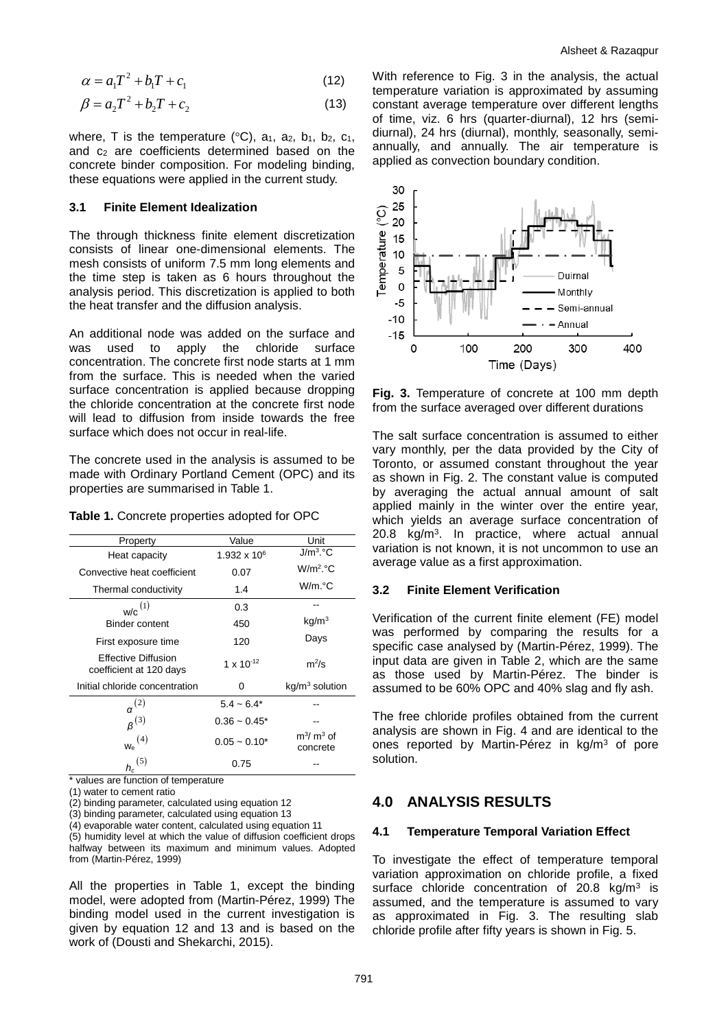$$\alpha = a_1 T^2 + b_1 T + c_1 \quad (12)$$

$$\beta = a_2 T^2 + b_2 T + c_2 \quad (13)$$

where, T is the temperature (°C), $a_1$, $a_2$, $b_1$, $b_2$, $c_1$, and $c_2$ are coefficients determined based on the concrete binder composition. For modeling binding, these equations were applied in the current study.

### 3.1 Finite Element Idealization

The through thickness finite element discretization consists of linear one-dimensional elements. The mesh consists of uniform 7.5 mm long elements and the time step is taken as 6 hours throughout the analysis period. This discretization is applied to both the heat transfer and the diffusion analysis.

An additional node was added on the surface and was used to apply the chloride surface concentration. The concrete first node starts at 1 mm from the surface. This is needed when the varied surface concentration is applied because dropping the chloride concentration at the concrete first node will lead to diffusion from inside towards the free surface which does not occur in real-life.

The concrete used in the analysis is assumed to be made with Ordinary Portland Cement (OPC) and its properties are summarised in Table 1.

**Table 1.** Concrete properties adopted for OPC

| Property | Value | Unit |
|---|---|---|
| Heat capacity | $1.932 \times 10^6$ | $J/m^3.°C$ |
| Convective heat coefficient | 0.07 | $W/m^2.°C$ |
| Thermal conductivity | 1.4 | W/m.°C |
| w/c [(1)] | 0.3 | -- |
| Binder content | 450 | $kg/m^3$ |
| First exposure time | 120 | Days |
| Effective Diffusion coefficient at 120 days | $1 \times 10^{-12}$ | $m^2/s$ |
| Initial chloride concentration | 0 | $kg/m^3$ solution |
| $\alpha$ [(2)] | 5.4 ~ 6.4* | -- |
| $\beta$ [(3)] | 0.36 ~ 0.45* | -- |
| $w_e$ [(4)] | 0.05 ~ 0.10* | $m^3/m^3$ of concrete |
| $h_c$ [(5)] | 0.75 | -- |

\* values are function of temperature
(1) water to cement ratio
(2) binding parameter, calculated using equation 12
(3) binding parameter, calculated using equation 13
(4) evaporable water content, calculated using equation 11
(5) humidity level at which the value of diffusion coefficient drops halfway between its maximum and minimum values. Adopted from (Martin-Pérez, 1999)

All the properties in Table 1, except the binding model, were adopted from (Martin-Pérez, 1999) The binding model used in the current investigation is given by equation 12 and 13 and is based on the work of (Dousti and Shekarchi, 2015).

With reference to Fig. 3 in the analysis, the actual temperature variation is approximated by assuming constant average temperature over different lengths of time, viz. 6 hrs (quarter-diurnal), 12 hrs (semi-diurnal), 24 hrs (diurnal), monthly, seasonally, semi-annually, and annually. The air temperature is applied as convection boundary condition.

**Fig. 3.** Temperature of concrete at 100 mm depth from the surface averaged over different durations

The salt surface concentration is assumed to either vary monthly, per the data provided by the City of Toronto, or assumed constant throughout the year as shown in Fig. 2. The constant value is computed by averaging the actual annual amount of salt applied mainly in the winter over the entire year, which yields an average surface concentration of 20.8 $kg/m^3$. In practice, where actual annual variation is not known, it is not uncommon to use an average value as a first approximation.

### 3.2 Finite Element Verification

Verification of the current finite element (FE) model was performed by comparing the results for a specific case analysed by (Martin-Pérez, 1999). The input data are given in Table 2, which are the same as those used by Martin-Pérez. The binder is assumed to be 60% OPC and 40% slag and fly ash.

The free chloride profiles obtained from the current analysis are shown in Fig. 4 and are identical to the ones reported by Martin-Pérez in $kg/m^3$ of pore solution.

## 4.0 ANALYSIS RESULTS

### 4.1 Temperature Temporal Variation Effect

To investigate the effect of temperature temporal variation approximation on chloride profile, a fixed surface chloride concentration of 20.8 $kg/m^3$ is assumed, and the temperature is assumed to vary as approximated in Fig. 3. The resulting slab chloride profile after fifty years is shown in Fig. 5.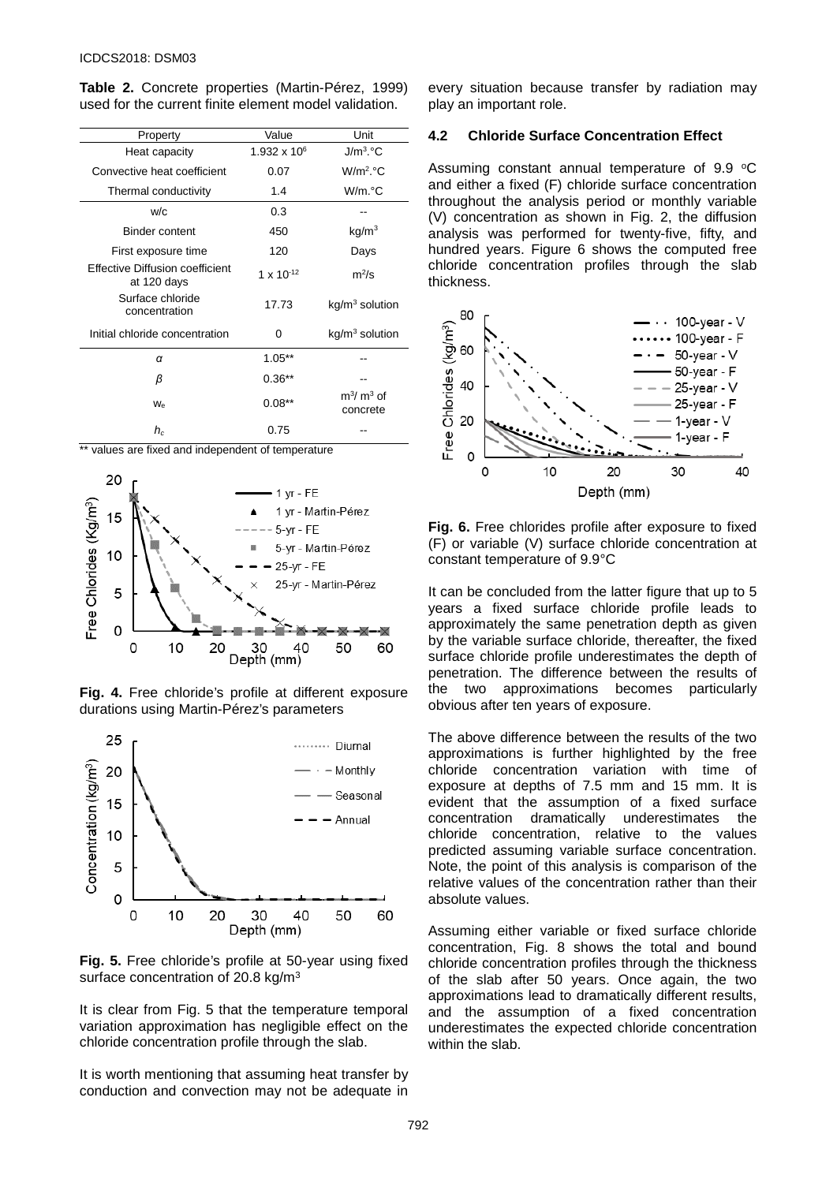**Table 2.** Concrete properties (Martin-Pérez, 1999) used for the current finite element model validation.

| Property | Value | Unit |
|---|---|---|
| Heat capacity | $1.932 \times 10^6$ | J/m$^3$.°C |
| Convective heat coefficient | 0.07 | W/m$^2$.°C |
| Thermal conductivity | 1.4 | W/m.°C |
| w/c | 0.3 | -- |
| Binder content | 450 | kg/m$^3$ |
| First exposure time | 120 | Days |
| Effective Diffusion coefficient at 120 days | $1 \times 10^{-12}$ | m$^2$/s |
| Surface chloride concentration | 17.73 | kg/m$^3$ solution |
| Initial chloride concentration | 0 | kg/m$^3$ solution |
| $\alpha$ | 1.05** | -- |
| $\beta$ | 0.36** | -- |
| $w_e$ | 0.08** | m$^3$/ m$^3$ of concrete |
| $h_c$ | 0.75 | -- |

** values are fixed and independent of temperature

**Fig. 4.** Free chloride's profile at different exposure durations using Martin-Pérez's parameters

**Fig. 5.** Free chloride's profile at 50-year using fixed surface concentration of 20.8 kg/m$^3$

It is clear from Fig. 5 that the temperature temporal variation approximation has negligible effect on the chloride concentration profile through the slab.

It is worth mentioning that assuming heat transfer by conduction and convection may not be adequate in every situation because transfer by radiation may play an important role.

### 4.2 Chloride Surface Concentration Effect

Assuming constant annual temperature of 9.9 °C and either a fixed (F) chloride surface concentration throughout the analysis period or monthly variable (V) concentration as shown in Fig. 2, the diffusion analysis was performed for twenty-five, fifty, and hundred years. Figure 6 shows the computed free chloride concentration profiles through the slab thickness.

**Fig. 6.** Free chlorides profile after exposure to fixed (F) or variable (V) surface chloride concentration at constant temperature of 9.9°C

It can be concluded from the latter figure that up to 5 years a fixed surface chloride profile leads to approximately the same penetration depth as given by the variable surface chloride, thereafter, the fixed surface chloride profile underestimates the depth of penetration. The difference between the results of the two approximations becomes particularly obvious after ten years of exposure.

The above difference between the results of the two approximations is further highlighted by the free chloride concentration variation with time of exposure at depths of 7.5 mm and 15 mm. It is evident that the assumption of a fixed surface concentration dramatically underestimates the chloride concentration, relative to the values predicted assuming variable surface concentration. Note, the point of this analysis is comparison of the relative values of the concentration rather than their absolute values.

Assuming either variable or fixed surface chloride concentration, Fig. 8 shows the total and bound chloride concentration profiles through the thickness of the slab after 50 years. Once again, the two approximations lead to dramatically different results, and the assumption of a fixed concentration underestimates the expected chloride concentration within the slab.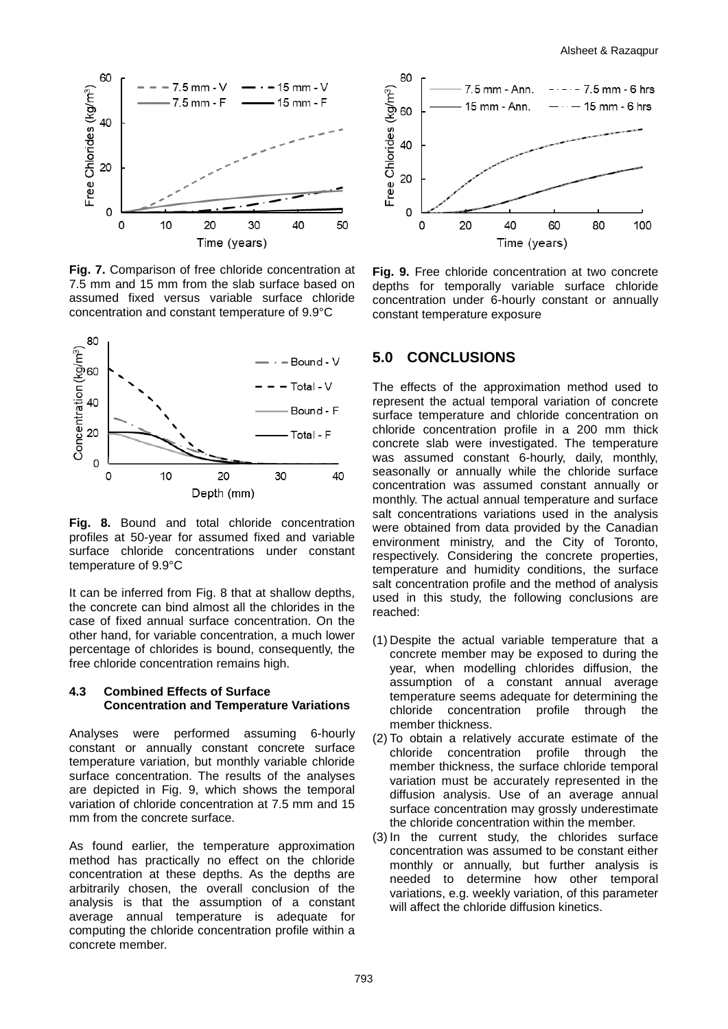Fig. 7. Comparison of free chloride concentration at 7.5 mm and 15 mm from the slab surface based on assumed fixed versus variable surface chloride concentration and constant temperature of 9.9°C

Fig. 8. Bound and total chloride concentration profiles at 50-year for assumed fixed and variable surface chloride concentrations under constant temperature of 9.9°C

It can be inferred from Fig. 8 that at shallow depths, the concrete can bind almost all the chlorides in the case of fixed annual surface concentration. On the other hand, for variable concentration, a much lower percentage of chlorides is bound, consequently, the free chloride concentration remains high.

### 4.3 Combined Effects of Surface Concentration and Temperature Variations

Analyses were performed assuming 6-hourly constant or annually constant concrete surface temperature variation, but monthly variable chloride surface concentration. The results of the analyses are depicted in Fig. 9, which shows the temporal variation of chloride concentration at 7.5 mm and 15 mm from the concrete surface.

As found earlier, the temperature approximation method has practically no effect on the chloride concentration at these depths. As the depths are arbitrarily chosen, the overall conclusion of the analysis is that the assumption of a constant average annual temperature is adequate for computing the chloride concentration profile within a concrete member.

Fig. 9. Free chloride concentration at two concrete depths for temporally variable surface chloride concentration under 6-hourly constant or annually constant temperature exposure

## 5.0 CONCLUSIONS

The effects of the approximation method used to represent the actual temporal variation of concrete surface temperature and chloride concentration on chloride concentration profile in a 200 mm thick concrete slab were investigated. The temperature was assumed constant 6-hourly, daily, monthly, seasonally or annually while the chloride surface concentration was assumed constant annually or monthly. The actual annual temperature and surface salt concentrations variations used in the analysis were obtained from data provided by the Canadian environment ministry, and the City of Toronto, respectively. Considering the concrete properties, temperature and humidity conditions, the surface salt concentration profile and the method of analysis used in this study, the following conclusions are reached:

(1) Despite the actual variable temperature that a concrete member may be exposed to during the year, when modelling chlorides diffusion, the assumption of a constant annual average temperature seems adequate for determining the chloride concentration profile through the member thickness.
(2) To obtain a relatively accurate estimate of the chloride concentration profile through the member thickness, the surface chloride temporal variation must be accurately represented in the diffusion analysis. Use of an average annual surface concentration may grossly underestimate the chloride concentration within the member.
(3) In the current study, the chlorides surface concentration was assumed to be constant either monthly or annually, but further analysis is needed to determine how other temporal variations, e.g. weekly variation, of this parameter will affect the chloride diffusion kinetics.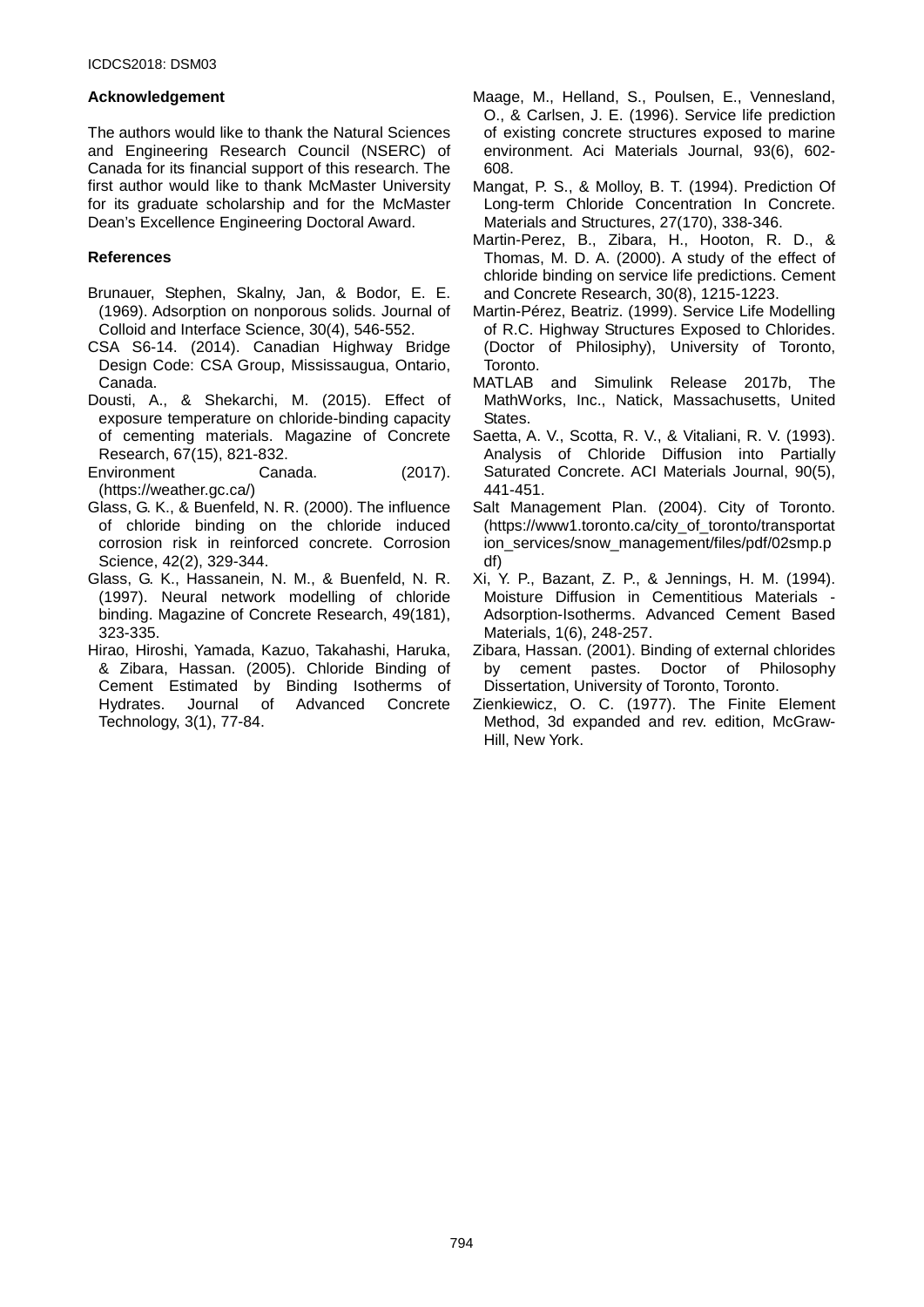### Acknowledgement

The authors would like to thank the Natural Sciences and Engineering Research Council (NSERC) of Canada for its financial support of this research. The first author would like to thank McMaster University for its graduate scholarship and for the McMaster Dean's Excellence Engineering Doctoral Award.

### References

Brunauer, Stephen, Skalny, Jan, & Bodor, E. E. (1969). Adsorption on nonporous solids. Journal of Colloid and Interface Science, 30(4), 546-552.

CSA S6-14. (2014). Canadian Highway Bridge Design Code: CSA Group, Mississaugua, Ontario, Canada.

Dousti, A., & Shekarchi, M. (2015). Effect of exposure temperature on chloride-binding capacity of cementing materials. Magazine of Concrete Research, 67(15), 821-832.

Environment Canada. (2017). (https://weather.gc.ca/)

Glass, G. K., & Buenfeld, N. R. (2000). The influence of chloride binding on the chloride induced corrosion risk in reinforced concrete. Corrosion Science, 42(2), 329-344.

Glass, G. K., Hassanein, N. M., & Buenfeld, N. R. (1997). Neural network modelling of chloride binding. Magazine of Concrete Research, 49(181), 323-335.

Hirao, Hiroshi, Yamada, Kazuo, Takahashi, Haruka, & Zibara, Hassan. (2005). Chloride Binding of Cement Estimated by Binding Isotherms of Hydrates. Journal of Advanced Concrete Technology, 3(1), 77-84.

Maage, M., Helland, S., Poulsen, E., Vennesland, O., & Carlsen, J. E. (1996). Service life prediction of existing concrete structures exposed to marine environment. Aci Materials Journal, 93(6), 602-608.

Mangat, P. S., & Molloy, B. T. (1994). Prediction Of Long-term Chloride Concentration In Concrete. Materials and Structures, 27(170), 338-346.

Martin-Perez, B., Zibara, H., Hooton, R. D., & Thomas, M. D. A. (2000). A study of the effect of chloride binding on service life predictions. Cement and Concrete Research, 30(8), 1215-1223.

Martin-Pérez, Beatriz. (1999). Service Life Modelling of R.C. Highway Structures Exposed to Chlorides. (Doctor of Philosiphy), University of Toronto, Toronto.

MATLAB and Simulink Release 2017b, The MathWorks, Inc., Natick, Massachusetts, United States.

Saetta, A. V., Scotta, R. V., & Vitaliani, R. V. (1993). Analysis of Chloride Diffusion into Partially Saturated Concrete. ACI Materials Journal, 90(5), 441-451.

Salt Management Plan. (2004). City of Toronto. (https://www1.toronto.ca/city_of_toronto/transportation_services/snow_management/files/pdf/02smp.pdf)

Xi, Y. P., Bazant, Z. P., & Jennings, H. M. (1994). Moisture Diffusion in Cementitious Materials - Adsorption-Isotherms. Advanced Cement Based Materials, 1(6), 248-257.

Zibara, Hassan. (2001). Binding of external chlorides by cement pastes. Doctor of Philosophy Dissertation, University of Toronto, Toronto.

Zienkiewicz, O. C. (1977). The Finite Element Method, 3d expanded and rev. edition, McGraw-Hill, New York.